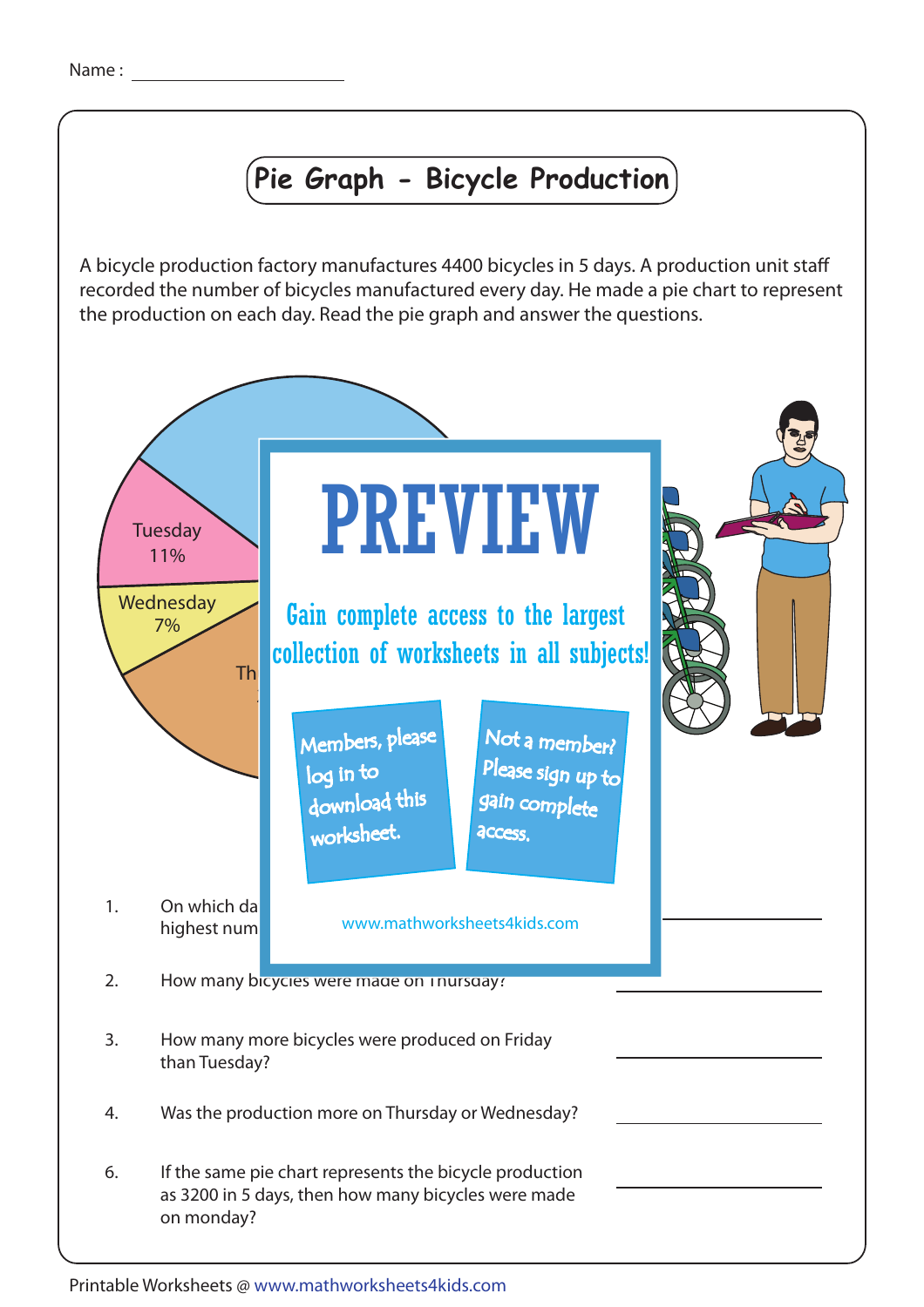Name : ____________________

# Pie Graph - Bicycle Production

A bicycle production factory manufactures 4400 bicycles in 5 days. A production unit staff recorded the number of bicycles manufactured every day. He made a pie chart to represent the production on each day. Read the pie graph and answer the questions.

Tuesday 11%

Wednesday 7%

Th

# PREVIEW

Gain complete access to the largest collection of worksheets in all subjects!

Members, please log in to download this worksheet.

Not a member? Please sign up to gain complete access.

www.mathworksheets4kids.com

1. On which da... highest num... ____________________

2. How many bicycles were made on Thursday? ____________________

3. How many more bicycles were produced on Friday than Tuesday? ____________________

4. Was the production more on Thursday or Wednesday? ____________________

6. If the same pie chart represents the bicycle production as 3200 in 5 days, then how many bicycles were made on monday? ____________________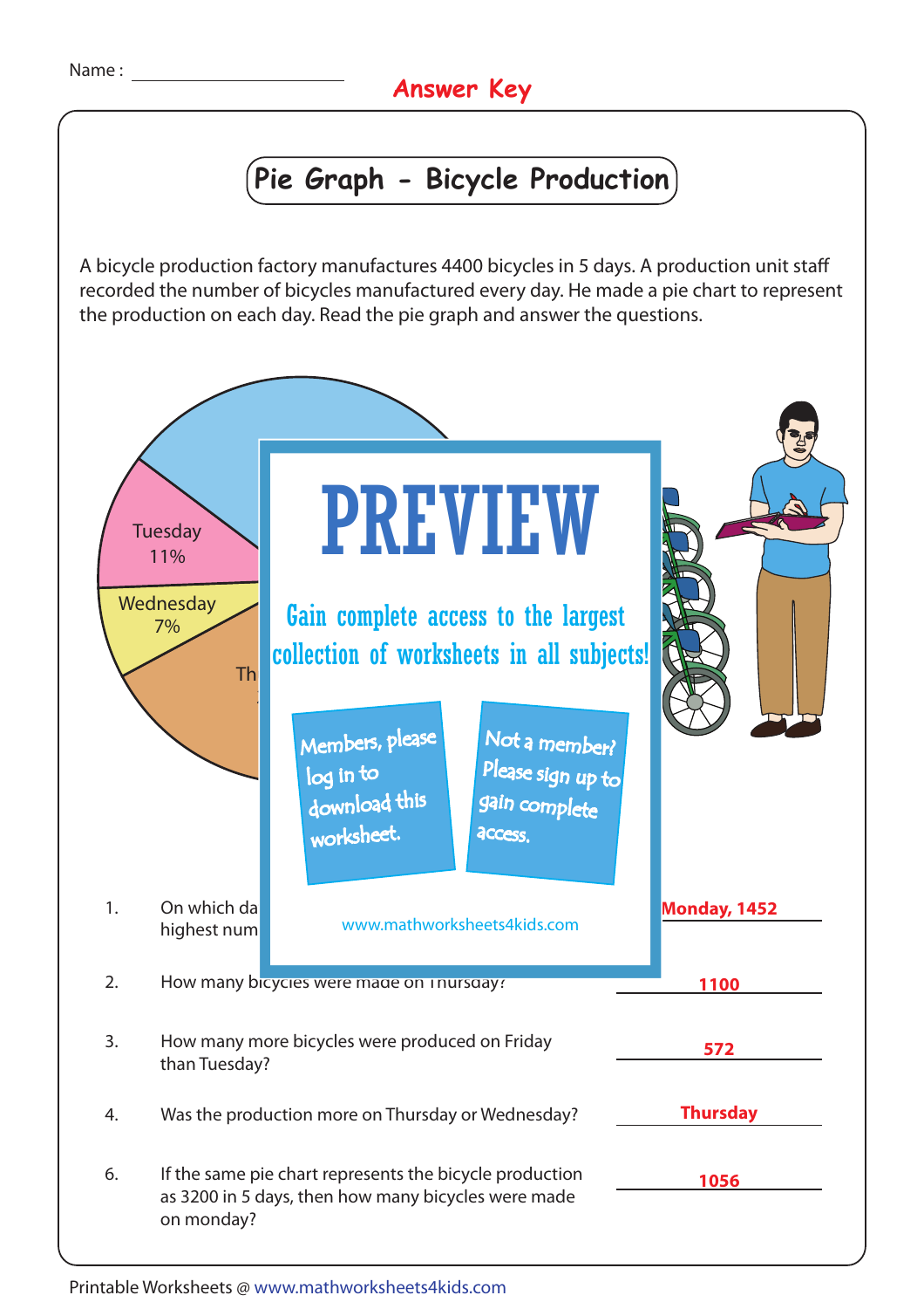Name : ____________________

Answer Key

# Pie Graph - Bicycle Production

A bicycle production factory manufactures 4400 bicycles in 5 days. A production unit staff recorded the number of bicycles manufactured every day. He made a pie chart to represent the production on each day. Read the pie graph and answer the questions.

Tuesday
11%

Wedneday
7%

Th

PREVIEW

Gain complete access to the largest collection of worksheets in all subjects!

Members, please log in to download this worksheet.

Not a member? Please sign up to gain complete access.

www.mathworksheets4kids.com

1. On which da... highest num... **Monday, 1452**

2. How many bicycles were made on Thursday? **1100**

3. How many more bicycles were produced on Friday than Tuesday? **572**

4. Was the production more on Thursday or Wednesday? **Thursday**

6. If the same pie chart represents the bicycle production as 3200 in 5 days, then how many bicycles were made on monday? **1056**

Printable Worksheets @ www.mathworksheets4kids.com